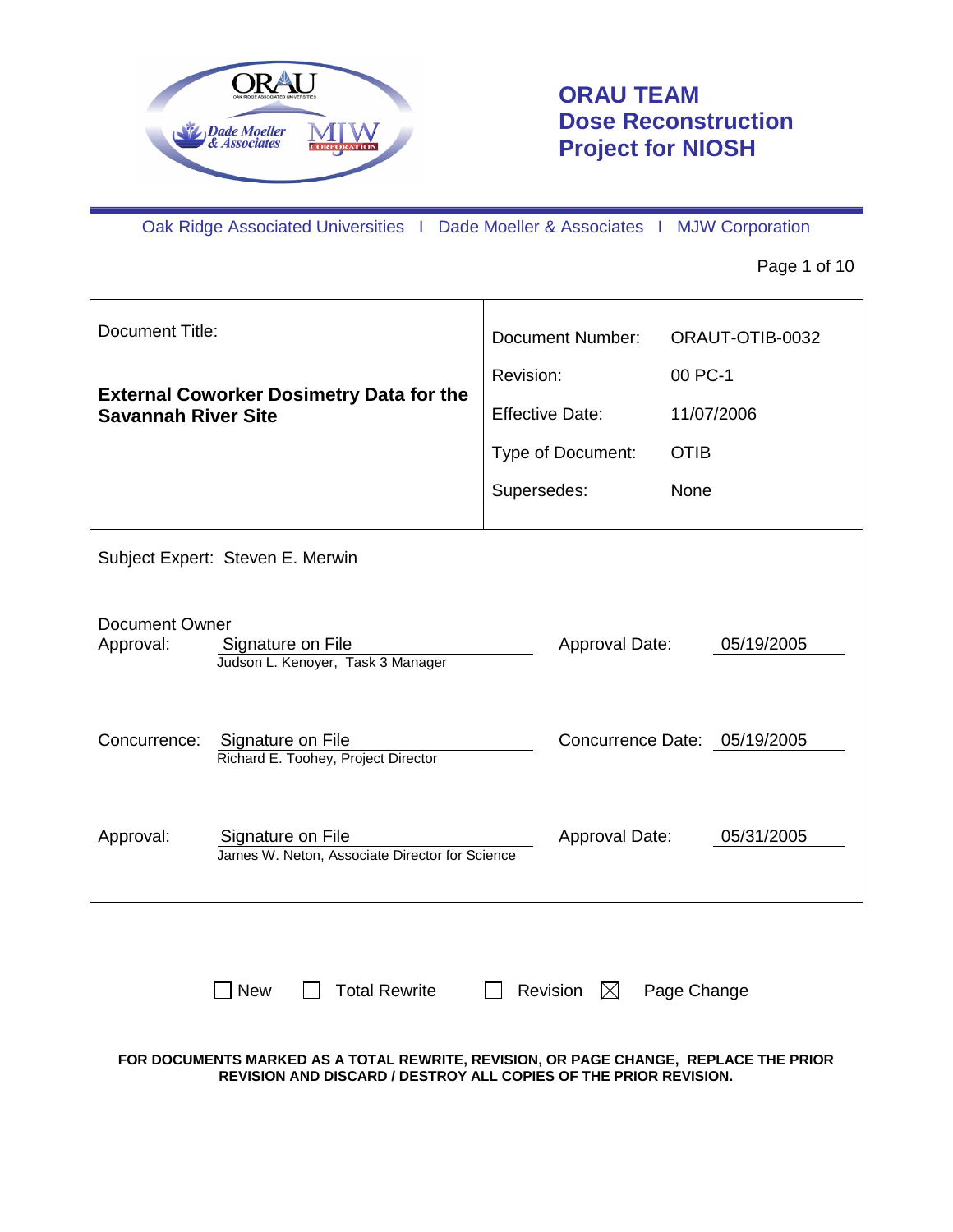# ORAU TEAM Dose Reconstruction Project for NIOSH

Oak Ridge Associated Universities I Dade Moeller & Associates I MJW Corporation

| Document Title: | Document Number: | ORAUT-OTIB-0032 |
|---|---|---|
| **External Coworker Dosimetry Data for the Savannah River Site** | Revision: | 00 PC-1 |
| | Effective Date: | 11/07/2006 |
| | Type of Document: | OTIB |
| | Supersedes: | None |

Subject Expert: Steven E. Merwin

| | | | |
|---|---|---|---|
| Document Owner Approval: | Signature on File<br>Judson L. Kenoyer, Task 3 Manager | Approval Date: | 05/19/2005 |
| Concurrence: | Signature on File<br>Richard E. Toohey, Project Director | Concurrence Date: | 05/19/2005 |
| Approval: | Signature on File<br>James W. Neton, Associate Director for Science | Approval Date: | 05/31/2005 |

☐ New ☐ Total Rewrite ☐ Revision ☒ Page Change

**FOR DOCUMENTS MARKED AS A TOTAL REWRITE, REVISION, OR PAGE CHANGE, REPLACE THE PRIOR REVISION AND DISCARD / DESTROY ALL COPIES OF THE PRIOR REVISION.**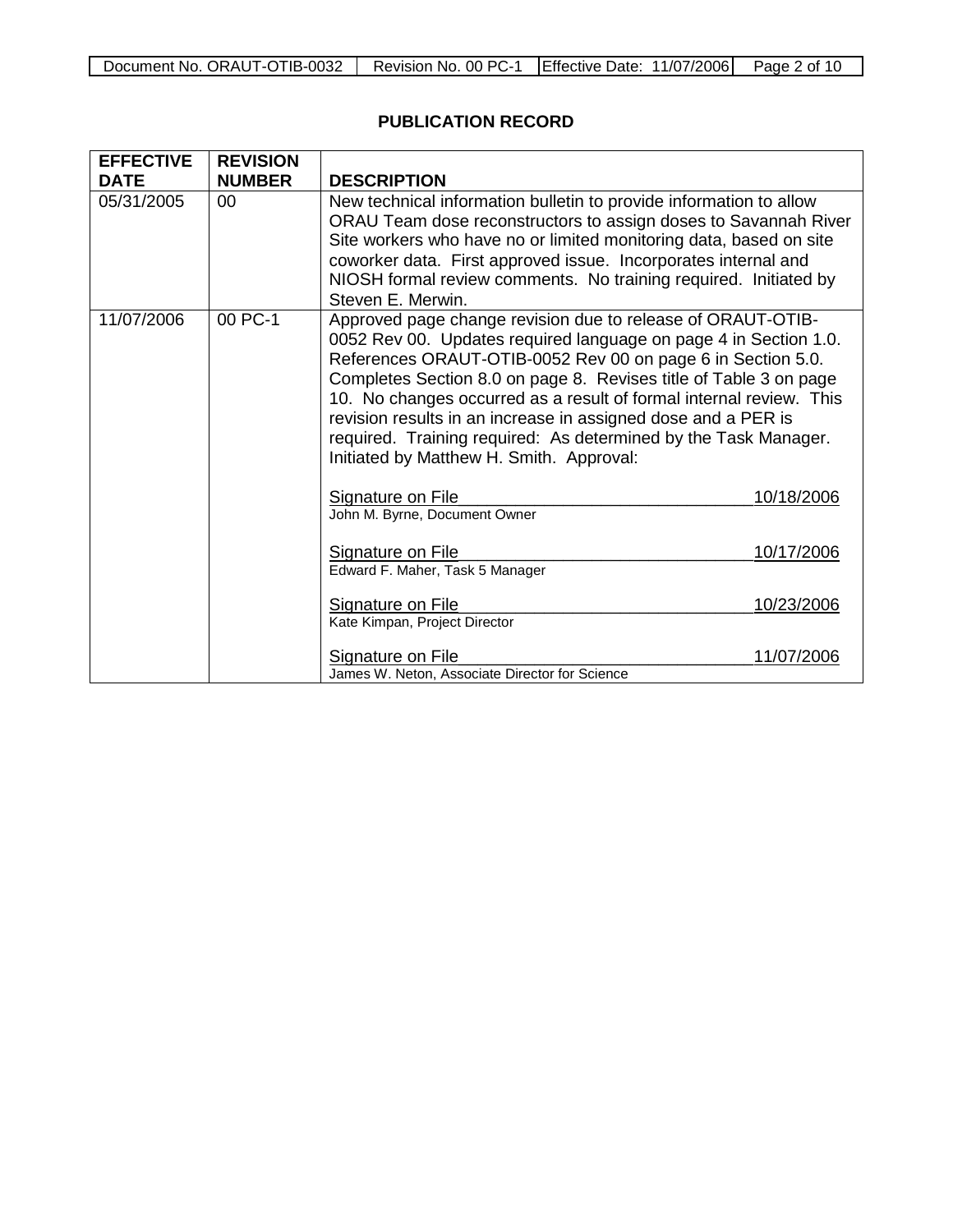## PUBLICATION RECORD

| EFFECTIVE DATE | REVISION NUMBER | DESCRIPTION |
|---|---|---|
| 05/31/2005 | 00 | New technical information bulletin to provide information to allow ORAU Team dose reconstructors to assign doses to Savannah River Site workers who have no or limited monitoring data, based on site coworker data. First approved issue. Incorporates internal and NIOSH formal review comments. No training required. Initiated by Steven E. Merwin. |
| 11/07/2006 | 00 PC-1 | Approved page change revision due to release of ORAUT-OTIB-0052 Rev 00. Updates required language on page 4 in Section 1.0. References ORAUT-OTIB-0052 Rev 00 on page 6 in Section 5.0. Completes Section 8.0 on page 8. Revises title of Table 3 on page 10. No changes occurred as a result of formal internal review. This revision results in an increase in assigned dose and a PER is required. Training required: As determined by the Task Manager. Initiated by Matthew H. Smith. Approval:<br><br>Signature on File 10/18/2006<br>John M. Byrne, Document Owner<br><br>Signature on File 10/17/2006<br>Edward F. Maher, Task 5 Manager<br><br>Signature on File 10/23/2006<br>Kate Kimpan, Project Director<br><br>Signature on File 11/07/2006<br>James W. Neton, Associate Director for Science |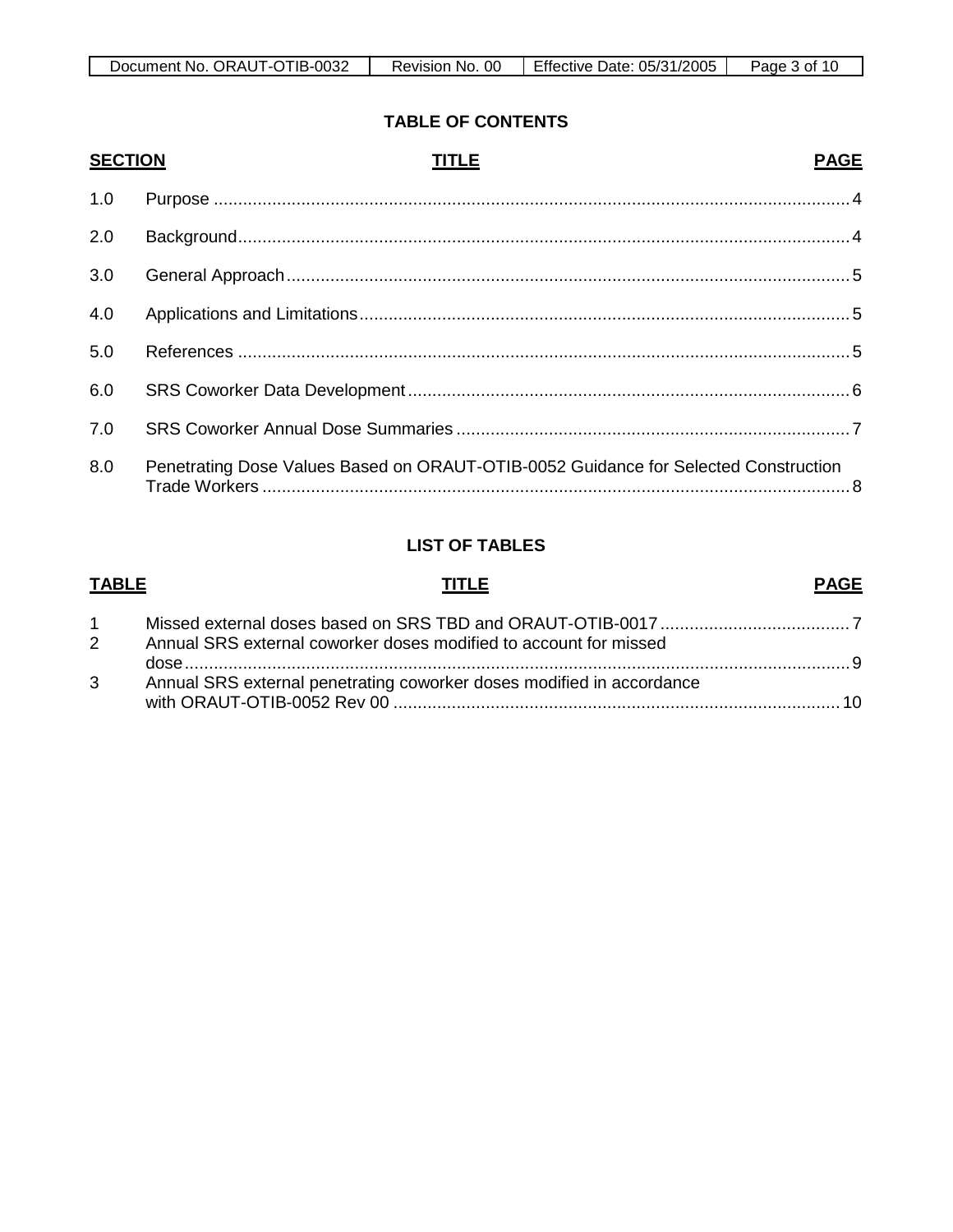## TABLE OF CONTENTS

| SECTION | TITLE | PAGE |
|---|---|---|
| 1.0 | Purpose | 4 |
| 2.0 | Background | 4 |
| 3.0 | General Approach | 5 |
| 4.0 | Applications and Limitations | 5 |
| 5.0 | References | 5 |
| 6.0 | SRS Coworker Data Development | 6 |
| 7.0 | SRS Coworker Annual Dose Summaries | 7 |
| 8.0 | Penetrating Dose Values Based on ORAUT-OTIB-0052 Guidance for Selected Construction Trade Workers | 8 |

## LIST OF TABLES

| TABLE | TITLE | PAGE |
|---|---|---|
| 1 | Missed external doses based on SRS TBD and ORAUT-OTIB-0017 | 7 |
| 2 | Annual SRS external coworker doses modified to account for missed dose | 9 |
| 3 | Annual SRS external penetrating coworker doses modified in accordance with ORAUT-OTIB-0052 Rev 00 | 10 |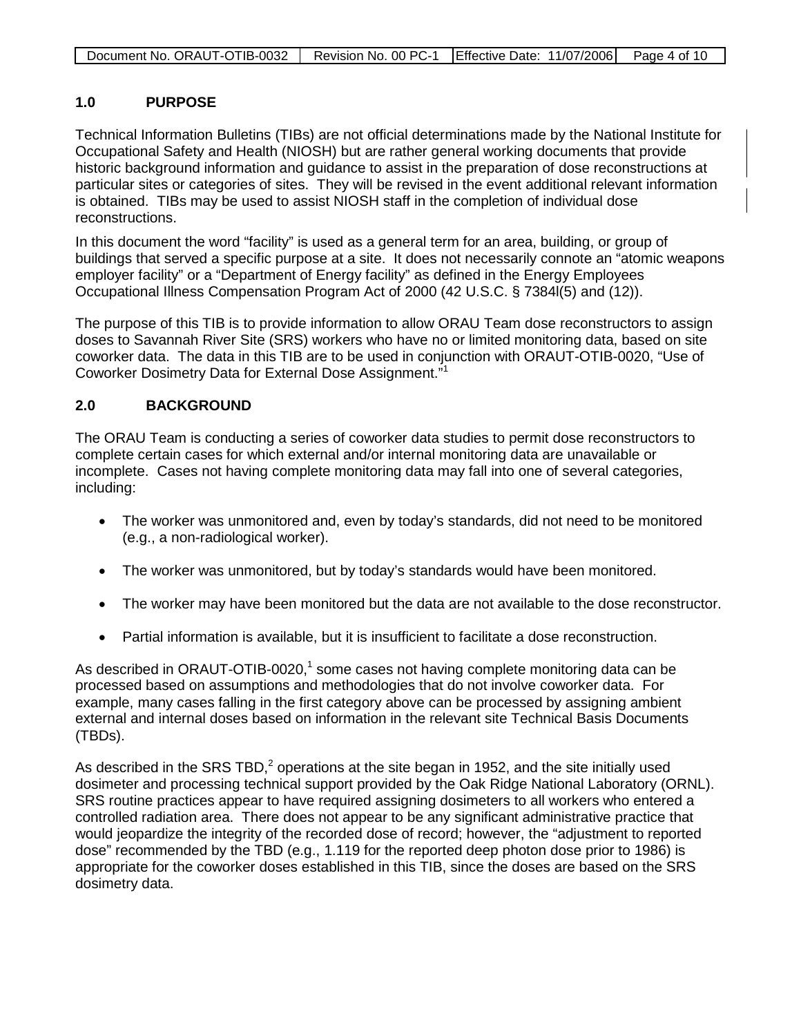## 1.0 PURPOSE

Technical Information Bulletins (TIBs) are not official determinations made by the National Institute for Occupational Safety and Health (NIOSH) but are rather general working documents that provide historic background information and guidance to assist in the preparation of dose reconstructions at particular sites or categories of sites. They will be revised in the event additional relevant information is obtained. TIBs may be used to assist NIOSH staff in the completion of individual dose reconstructions.

In this document the word "facility" is used as a general term for an area, building, or group of buildings that served a specific purpose at a site. It does not necessarily connote an "atomic weapons employer facility" or a "Department of Energy facility" as defined in the Energy Employees Occupational Illness Compensation Program Act of 2000 (42 U.S.C. § 7384l(5) and (12)).

The purpose of this TIB is to provide information to allow ORAU Team dose reconstructors to assign doses to Savannah River Site (SRS) workers who have no or limited monitoring data, based on site coworker data. The data in this TIB are to be used in conjunction with ORAUT-OTIB-0020, "Use of Coworker Dosimetry Data for External Dose Assignment."[1]

## 2.0 BACKGROUND

The ORAU Team is conducting a series of coworker data studies to permit dose reconstructors to complete certain cases for which external and/or internal monitoring data are unavailable or incomplete. Cases not having complete monitoring data may fall into one of several categories, including:

- The worker was unmonitored and, even by today's standards, did not need to be monitored (e.g., a non-radiological worker).
- The worker was unmonitored, but by today's standards would have been monitored.
- The worker may have been monitored but the data are not available to the dose reconstructor.
- Partial information is available, but it is insufficient to facilitate a dose reconstruction.

As described in ORAUT-OTIB-0020,[1] some cases not having complete monitoring data can be processed based on assumptions and methodologies that do not involve coworker data. For example, many cases falling in the first category above can be processed by assigning ambient external and internal doses based on information in the relevant site Technical Basis Documents (TBDs).

As described in the SRS TBD,[2] operations at the site began in 1952, and the site initially used dosimeter and processing technical support provided by the Oak Ridge National Laboratory (ORNL). SRS routine practices appear to have required assigning dosimeters to all workers who entered a controlled radiation area. There does not appear to be any significant administrative practice that would jeopardize the integrity of the recorded dose of record; however, the "adjustment to reported dose" recommended by the TBD (e.g., 1.119 for the reported deep photon dose prior to 1986) is appropriate for the coworker doses established in this TIB, since the doses are based on the SRS dosimetry data.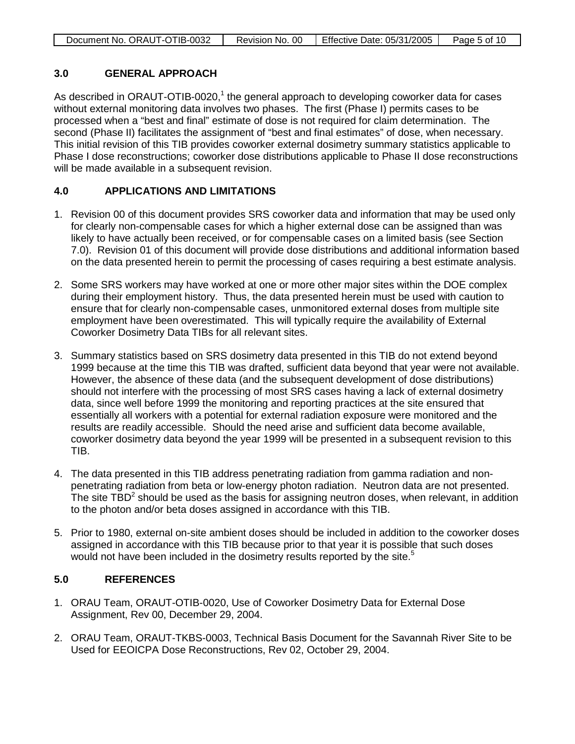## 3.0 GENERAL APPROACH

As described in ORAUT-OTIB-0020,[1] the general approach to developing coworker data for cases without external monitoring data involves two phases. The first (Phase I) permits cases to be processed when a "best and final" estimate of dose is not required for claim determination. The second (Phase II) facilitates the assignment of "best and final estimates" of dose, when necessary. This initial revision of this TIB provides coworker external dosimetry summary statistics applicable to Phase I dose reconstructions; coworker dose distributions applicable to Phase II dose reconstructions will be made available in a subsequent revision.

## 4.0 APPLICATIONS AND LIMITATIONS

1. Revision 00 of this document provides SRS coworker data and information that may be used only for clearly non-compensable cases for which a higher external dose can be assigned than was likely to have actually been received, or for compensable cases on a limited basis (see Section 7.0). Revision 01 of this document will provide dose distributions and additional information based on the data presented herein to permit the processing of cases requiring a best estimate analysis.

2. Some SRS workers may have worked at one or more other major sites within the DOE complex during their employment history. Thus, the data presented herein must be used with caution to ensure that for clearly non-compensable cases, unmonitored external doses from multiple site employment have been overestimated. This will typically require the availability of External Coworker Dosimetry Data TIBs for all relevant sites.

3. Summary statistics based on SRS dosimetry data presented in this TIB do not extend beyond 1999 because at the time this TIB was drafted, sufficient data beyond that year were not available. However, the absence of these data (and the subsequent development of dose distributions) should not interfere with the processing of most SRS cases having a lack of external dosimetry data, since well before 1999 the monitoring and reporting practices at the site ensured that essentially all workers with a potential for external radiation exposure were monitored and the results are readily accessible. Should the need arise and sufficient data become available, coworker dosimetry data beyond the year 1999 will be presented in a subsequent revision to this TIB.

4. The data presented in this TIB address penetrating radiation from gamma radiation and non-penetrating radiation from beta or low-energy photon radiation. Neutron data are not presented. The site TBD[2] should be used as the basis for assigning neutron doses, when relevant, in addition to the photon and/or beta doses assigned in accordance with this TIB.

5. Prior to 1980, external on-site ambient doses should be included in addition to the coworker doses assigned in accordance with this TIB because prior to that year it is possible that such doses would not have been included in the dosimetry results reported by the site.[5]

## 5.0 REFERENCES

1. ORAU Team, ORAUT-OTIB-0020, Use of Coworker Dosimetry Data for External Dose Assignment, Rev 00, December 29, 2004.

2. ORAU Team, ORAUT-TKBS-0003, Technical Basis Document for the Savannah River Site to be Used for EEOICPA Dose Reconstructions, Rev 02, October 29, 2004.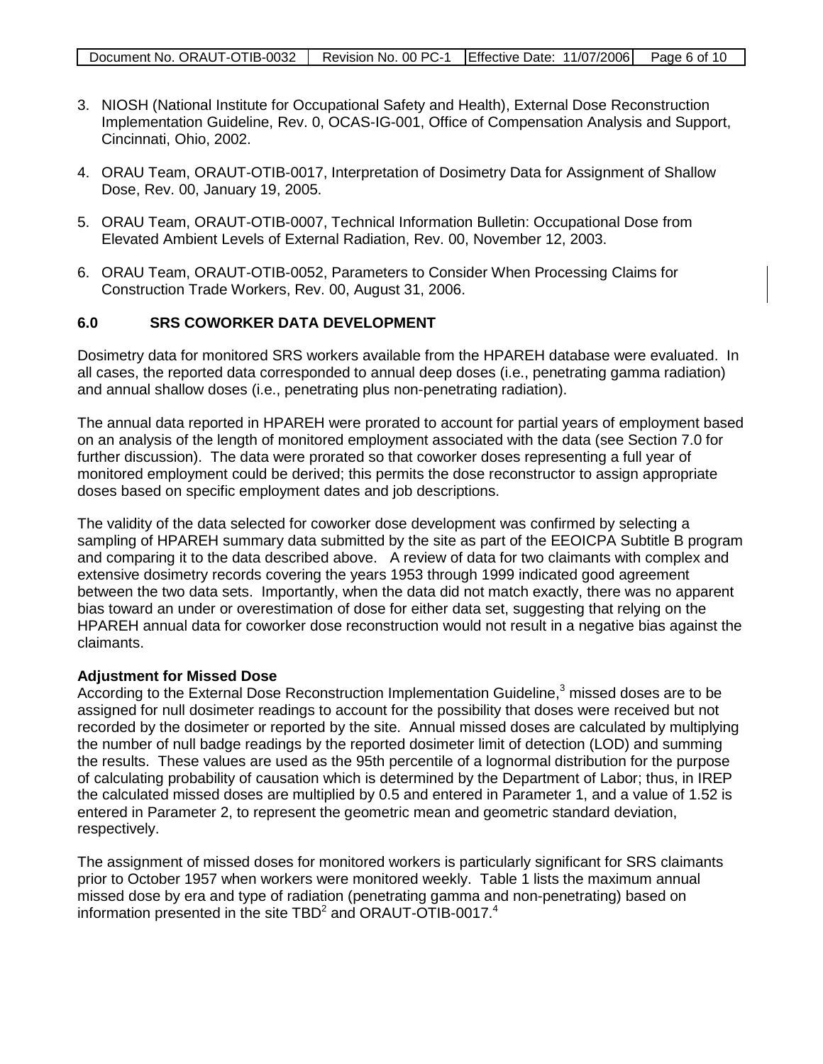3. NIOSH (National Institute for Occupational Safety and Health), External Dose Reconstruction Implementation Guideline, Rev. 0, OCAS-IG-001, Office of Compensation Analysis and Support, Cincinnati, Ohio, 2002.

4. ORAU Team, ORAUT-OTIB-0017, Interpretation of Dosimetry Data for Assignment of Shallow Dose, Rev. 00, January 19, 2005.

5. ORAU Team, ORAUT-OTIB-0007, Technical Information Bulletin: Occupational Dose from Elevated Ambient Levels of External Radiation, Rev. 00, November 12, 2003.

6. ORAU Team, ORAUT-OTIB-0052, Parameters to Consider When Processing Claims for Construction Trade Workers, Rev. 00, August 31, 2006.

## 6.0 SRS COWORKER DATA DEVELOPMENT

Dosimetry data for monitored SRS workers available from the HPAREH database were evaluated. In all cases, the reported data corresponded to annual deep doses (i.e., penetrating gamma radiation) and annual shallow doses (i.e., penetrating plus non-penetrating radiation).

The annual data reported in HPAREH were prorated to account for partial years of employment based on an analysis of the length of monitored employment associated with the data (see Section 7.0 for further discussion). The data were prorated so that coworker doses representing a full year of monitored employment could be derived; this permits the dose reconstructor to assign appropriate doses based on specific employment dates and job descriptions.

The validity of the data selected for coworker dose development was confirmed by selecting a sampling of HPAREH summary data submitted by the site as part of the EEOICPA Subtitle B program and comparing it to the data described above. A review of data for two claimants with complex and extensive dosimetry records covering the years 1953 through 1999 indicated good agreement between the two data sets. Importantly, when the data did not match exactly, there was no apparent bias toward an under or overestimation of dose for either data set, suggesting that relying on the HPAREH annual data for coworker dose reconstruction would not result in a negative bias against the claimants.

**Adjustment for Missed Dose**

According to the External Dose Reconstruction Implementation Guideline,[3] missed doses are to be assigned for null dosimeter readings to account for the possibility that doses were received but not recorded by the dosimeter or reported by the site. Annual missed doses are calculated by multiplying the number of null badge readings by the reported dosimeter limit of detection (LOD) and summing the results. These values are used as the 95th percentile of a lognormal distribution for the purpose of calculating probability of causation which is determined by the Department of Labor; thus, in IREP the calculated missed doses are multiplied by 0.5 and entered in Parameter 1, and a value of 1.52 is entered in Parameter 2, to represent the geometric mean and geometric standard deviation, respectively.

The assignment of missed doses for monitored workers is particularly significant for SRS claimants prior to October 1957 when workers were monitored weekly. Table 1 lists the maximum annual missed dose by era and type of radiation (penetrating gamma and non-penetrating) based on information presented in the site TBD[2] and ORAUT-OTIB-0017.[4]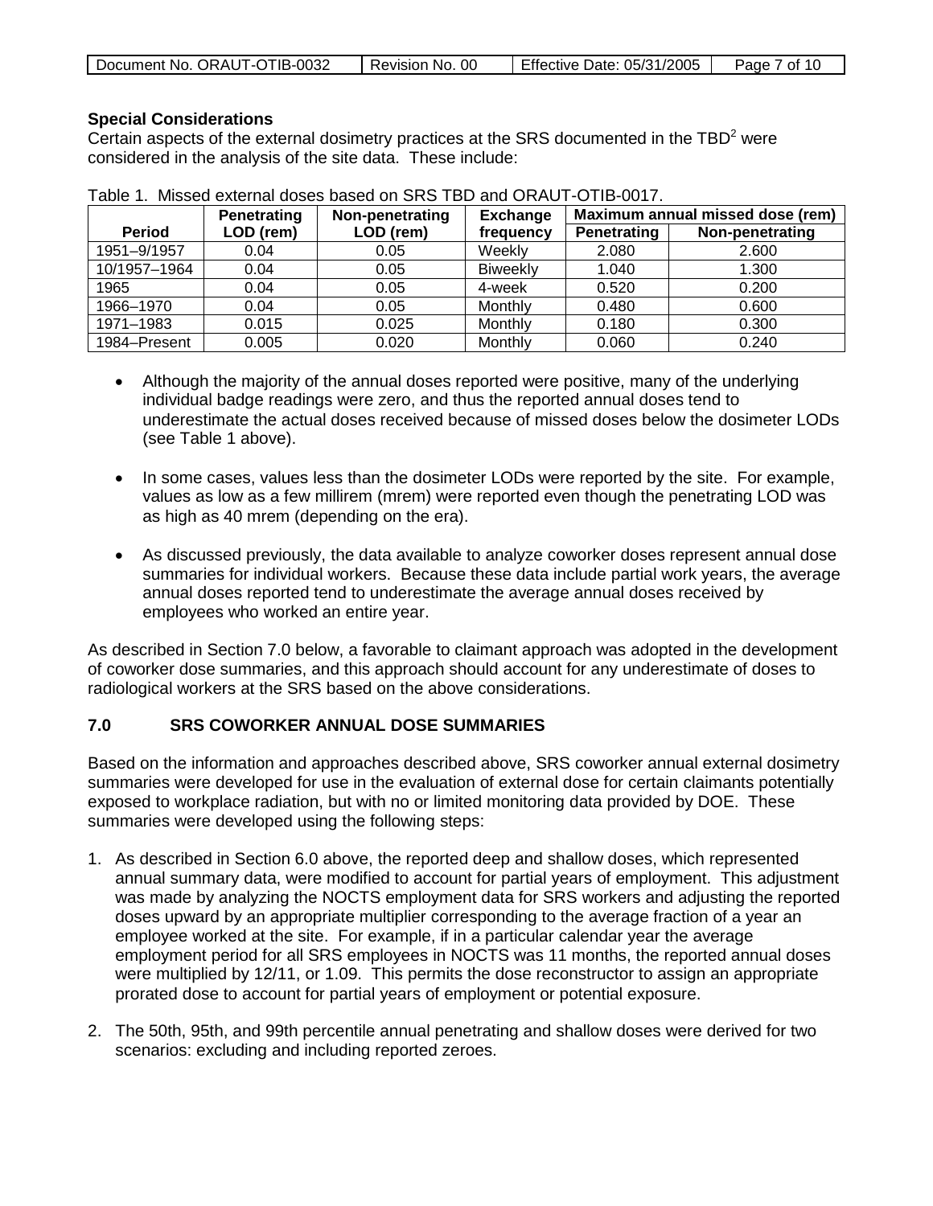**Special Considerations**

Certain aspects of the external dosimetry practices at the SRS documented in the TBD[2] were considered in the analysis of the site data. These include:

Table 1. Missed external doses based on SRS TBD and ORAUT-OTIB-0017.

| Period | Penetrating LOD (rem) | Non-penetrating LOD (rem) | Exchange frequency | Maximum annual missed dose (rem) | |
|---|---|---|---|---|---|
| | | | | Penetrating | Non-penetrating |
| 1951–9/1957 | 0.04 | 0.05 | Weekly | 2.080 | 2.600 |
| 10/1957–1964 | 0.04 | 0.05 | Biweekly | 1.040 | 1.300 |
| 1965 | 0.04 | 0.05 | 4-week | 0.520 | 0.200 |
| 1966–1970 | 0.04 | 0.05 | Monthly | 0.480 | 0.600 |
| 1971–1983 | 0.015 | 0.025 | Monthly | 0.180 | 0.300 |
| 1984–Present | 0.005 | 0.020 | Monthly | 0.060 | 0.240 |

- Although the majority of the annual doses reported were positive, many of the underlying individual badge readings were zero, and thus the reported annual doses tend to underestimate the actual doses received because of missed doses below the dosimeter LODs (see Table 1 above).
- In some cases, values less than the dosimeter LODs were reported by the site. For example, values as low as a few millirem (mrem) were reported even though the penetrating LOD was as high as 40 mrem (depending on the era).
- As discussed previously, the data available to analyze coworker doses represent annual dose summaries for individual workers. Because these data include partial work years, the average annual doses reported tend to underestimate the average annual doses received by employees who worked an entire year.

As described in Section 7.0 below, a favorable to claimant approach was adopted in the development of coworker dose summaries, and this approach should account for any underestimate of doses to radiological workers at the SRS based on the above considerations.

## 7.0 SRS COWORKER ANNUAL DOSE SUMMARIES

Based on the information and approaches described above, SRS coworker annual external dosimetry summaries were developed for use in the evaluation of external dose for certain claimants potentially exposed to workplace radiation, but with no or limited monitoring data provided by DOE. These summaries were developed using the following steps:

1. As described in Section 6.0 above, the reported deep and shallow doses, which represented annual summary data, were modified to account for partial years of employment. This adjustment was made by analyzing the NOCTS employment data for SRS workers and adjusting the reported doses upward by an appropriate multiplier corresponding to the average fraction of a year an employee worked at the site. For example, if in a particular calendar year the average employment period for all SRS employees in NOCTS was 11 months, the reported annual doses were multiplied by 12/11, or 1.09. This permits the dose reconstructor to assign an appropriate prorated dose to account for partial years of employment or potential exposure.
2. The 50th, 95th, and 99th percentile annual penetrating and shallow doses were derived for two scenarios: excluding and including reported zeroes.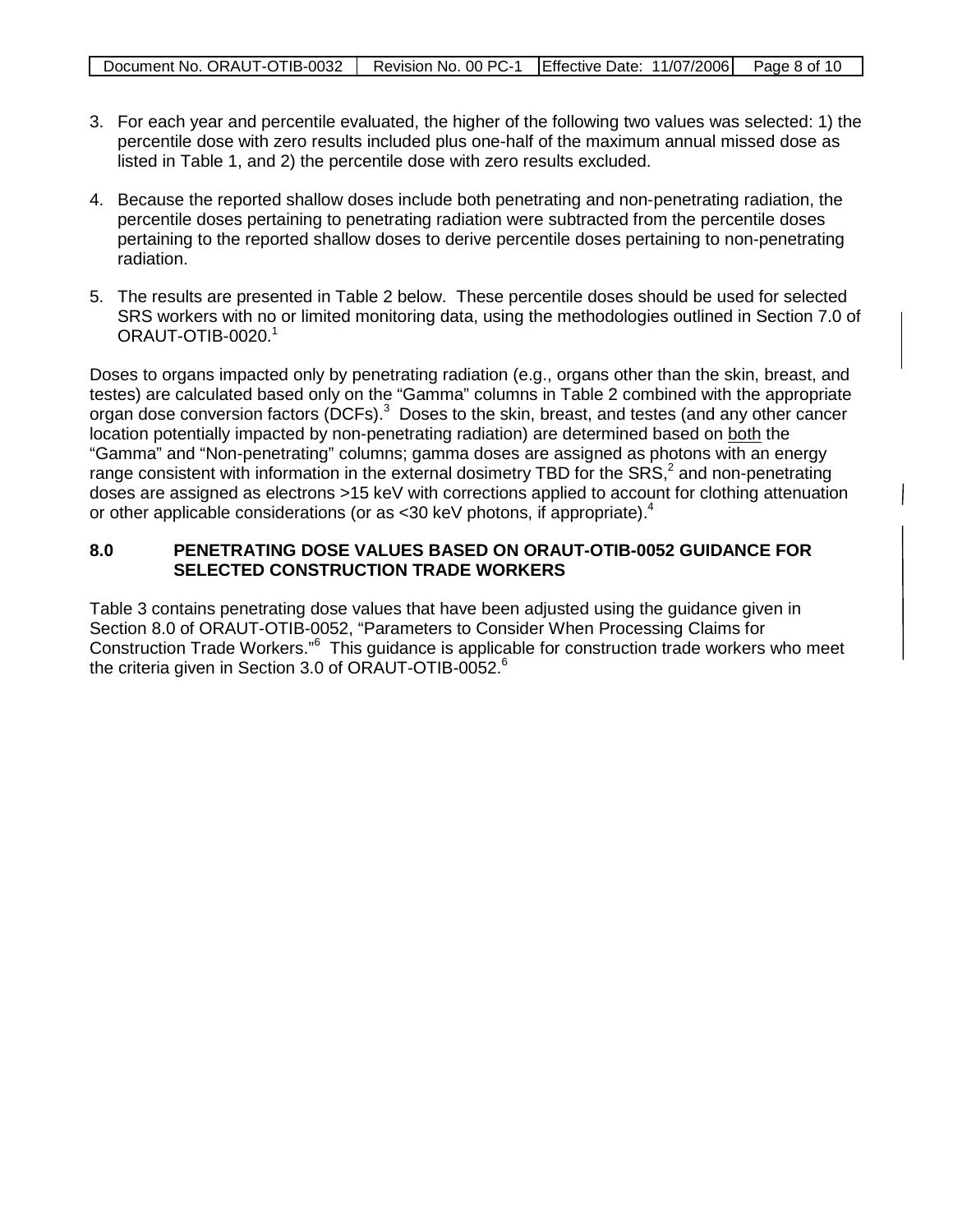3. For each year and percentile evaluated, the higher of the following two values was selected: 1) the percentile dose with zero results included plus one-half of the maximum annual missed dose as listed in Table 1, and 2) the percentile dose with zero results excluded.

4. Because the reported shallow doses include both penetrating and non-penetrating radiation, the percentile doses pertaining to penetrating radiation were subtracted from the percentile doses pertaining to the reported shallow doses to derive percentile doses pertaining to non-penetrating radiation.

5. The results are presented in Table 2 below. These percentile doses should be used for selected SRS workers with no or limited monitoring data, using the methodologies outlined in Section 7.0 of ORAUT-OTIB-0020.[1]

Doses to organs impacted only by penetrating radiation (e.g., organs other than the skin, breast, and testes) are calculated based only on the "Gamma" columns in Table 2 combined with the appropriate organ dose conversion factors (DCFs).[3] Doses to the skin, breast, and testes (and any other cancer location potentially impacted by non-penetrating radiation) are determined based on both the "Gamma" and "Non-penetrating" columns; gamma doses are assigned as photons with an energy range consistent with information in the external dosimetry TBD for the SRS,[2] and non-penetrating doses are assigned as electrons >15 keV with corrections applied to account for clothing attenuation or other applicable considerations (or as <30 keV photons, if appropriate).[4]

## 8.0 PENETRATING DOSE VALUES BASED ON ORAUT-OTIB-0052 GUIDANCE FOR SELECTED CONSTRUCTION TRADE WORKERS

Table 3 contains penetrating dose values that have been adjusted using the guidance given in Section 8.0 of ORAUT-OTIB-0052, "Parameters to Consider When Processing Claims for Construction Trade Workers."[6] This guidance is applicable for construction trade workers who meet the criteria given in Section 3.0 of ORAUT-OTIB-0052.[6]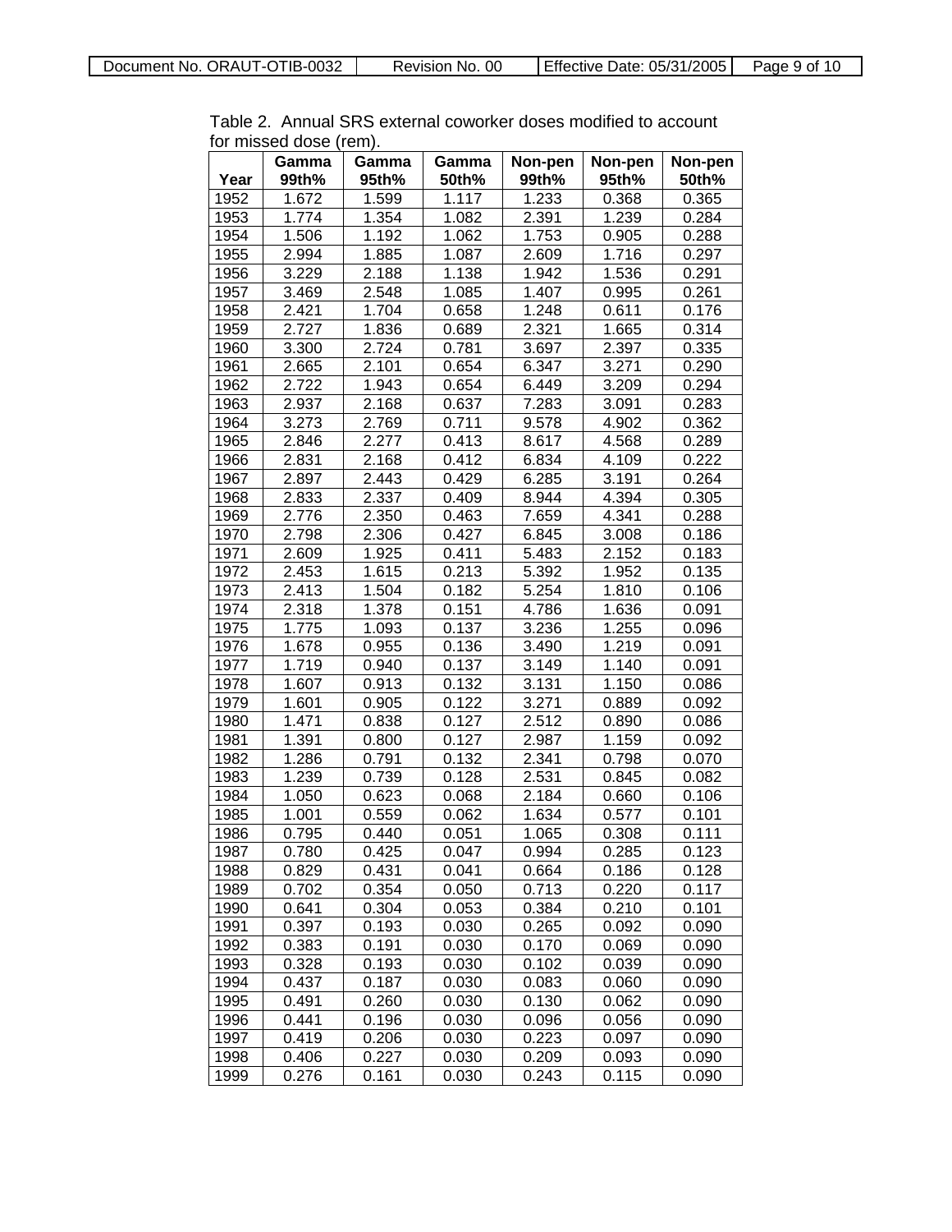Table 2. Annual SRS external coworker doses modified to account for missed dose (rem).

| Year | Gamma 99th% | Gamma 95th% | Gamma 50th% | Non-pen 99th% | Non-pen 95th% | Non-pen 50th% |
|---|---|---|---|---|---|---|
| 1952 | 1.672 | 1.599 | 1.117 | 1.233 | 0.368 | 0.365 |
| 1953 | 1.774 | 1.354 | 1.082 | 2.391 | 1.239 | 0.284 |
| 1954 | 1.506 | 1.192 | 1.062 | 1.753 | 0.905 | 0.288 |
| 1955 | 2.994 | 1.885 | 1.087 | 2.609 | 1.716 | 0.297 |
| 1956 | 3.229 | 2.188 | 1.138 | 1.942 | 1.536 | 0.291 |
| 1957 | 3.469 | 2.548 | 1.085 | 1.407 | 0.995 | 0.261 |
| 1958 | 2.421 | 1.704 | 0.658 | 1.248 | 0.611 | 0.176 |
| 1959 | 2.727 | 1.836 | 0.689 | 2.321 | 1.665 | 0.314 |
| 1960 | 3.300 | 2.724 | 0.781 | 3.697 | 2.397 | 0.335 |
| 1961 | 2.665 | 2.101 | 0.654 | 6.347 | 3.271 | 0.290 |
| 1962 | 2.722 | 1.943 | 0.654 | 6.449 | 3.209 | 0.294 |
| 1963 | 2.937 | 2.168 | 0.637 | 7.283 | 3.091 | 0.283 |
| 1964 | 3.273 | 2.769 | 0.711 | 9.578 | 4.902 | 0.362 |
| 1965 | 2.846 | 2.277 | 0.413 | 8.617 | 4.568 | 0.289 |
| 1966 | 2.831 | 2.168 | 0.412 | 6.834 | 4.109 | 0.222 |
| 1967 | 2.897 | 2.443 | 0.429 | 6.285 | 3.191 | 0.264 |
| 1968 | 2.833 | 2.337 | 0.409 | 8.944 | 4.394 | 0.305 |
| 1969 | 2.776 | 2.350 | 0.463 | 7.659 | 4.341 | 0.288 |
| 1970 | 2.798 | 2.306 | 0.427 | 6.845 | 3.008 | 0.186 |
| 1971 | 2.609 | 1.925 | 0.411 | 5.483 | 2.152 | 0.183 |
| 1972 | 2.453 | 1.615 | 0.213 | 5.392 | 1.952 | 0.135 |
| 1973 | 2.413 | 1.504 | 0.182 | 5.254 | 1.810 | 0.106 |
| 1974 | 2.318 | 1.378 | 0.151 | 4.786 | 1.636 | 0.091 |
| 1975 | 1.775 | 1.093 | 0.137 | 3.236 | 1.255 | 0.096 |
| 1976 | 1.678 | 0.955 | 0.136 | 3.490 | 1.219 | 0.091 |
| 1977 | 1.719 | 0.940 | 0.137 | 3.149 | 1.140 | 0.091 |
| 1978 | 1.607 | 0.913 | 0.132 | 3.131 | 1.150 | 0.086 |
| 1979 | 1.601 | 0.905 | 0.122 | 3.271 | 0.889 | 0.092 |
| 1980 | 1.471 | 0.838 | 0.127 | 2.512 | 0.890 | 0.086 |
| 1981 | 1.391 | 0.800 | 0.127 | 2.987 | 1.159 | 0.092 |
| 1982 | 1.286 | 0.791 | 0.132 | 2.341 | 0.798 | 0.070 |
| 1983 | 1.239 | 0.739 | 0.128 | 2.531 | 0.845 | 0.082 |
| 1984 | 1.050 | 0.623 | 0.068 | 2.184 | 0.660 | 0.106 |
| 1985 | 1.001 | 0.559 | 0.062 | 1.634 | 0.577 | 0.101 |
| 1986 | 0.795 | 0.440 | 0.051 | 1.065 | 0.308 | 0.111 |
| 1987 | 0.780 | 0.425 | 0.047 | 0.994 | 0.285 | 0.123 |
| 1988 | 0.829 | 0.431 | 0.041 | 0.664 | 0.186 | 0.128 |
| 1989 | 0.702 | 0.354 | 0.050 | 0.713 | 0.220 | 0.117 |
| 1990 | 0.641 | 0.304 | 0.053 | 0.384 | 0.210 | 0.101 |
| 1991 | 0.397 | 0.193 | 0.030 | 0.265 | 0.092 | 0.090 |
| 1992 | 0.383 | 0.191 | 0.030 | 0.170 | 0.069 | 0.090 |
| 1993 | 0.328 | 0.193 | 0.030 | 0.102 | 0.039 | 0.090 |
| 1994 | 0.437 | 0.187 | 0.030 | 0.083 | 0.060 | 0.090 |
| 1995 | 0.491 | 0.260 | 0.030 | 0.130 | 0.062 | 0.090 |
| 1996 | 0.441 | 0.196 | 0.030 | 0.096 | 0.056 | 0.090 |
| 1997 | 0.419 | 0.206 | 0.030 | 0.223 | 0.097 | 0.090 |
| 1998 | 0.406 | 0.227 | 0.030 | 0.209 | 0.093 | 0.090 |
| 1999 | 0.276 | 0.161 | 0.030 | 0.243 | 0.115 | 0.090 |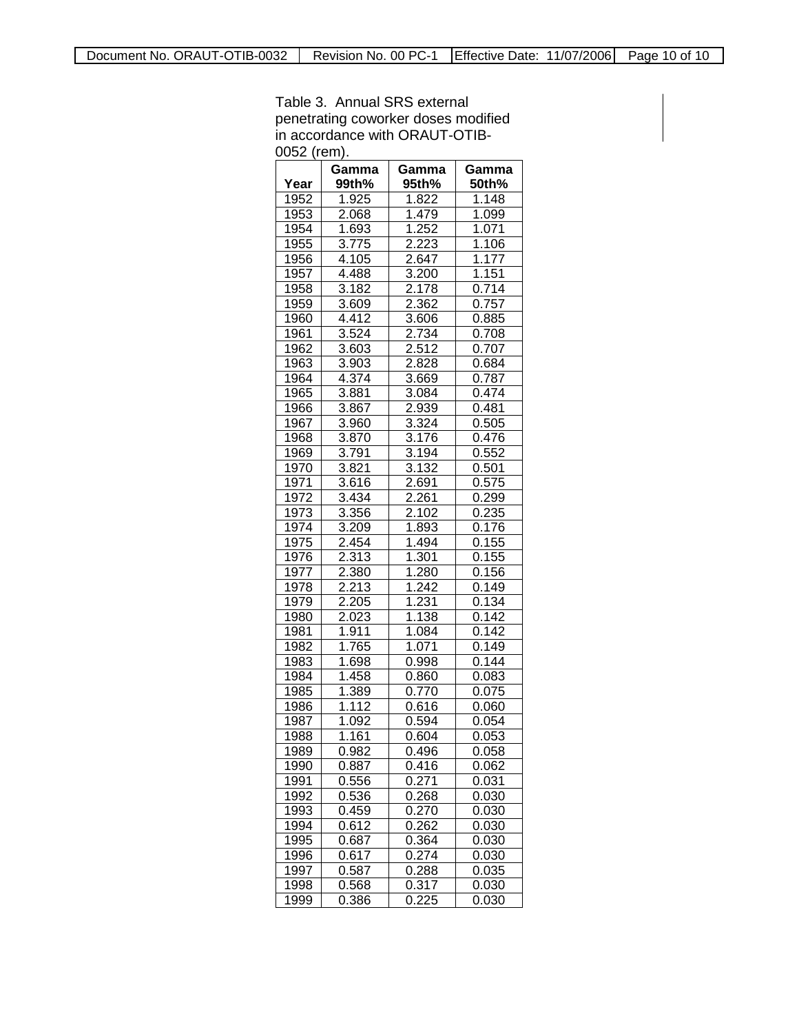Table 3. Annual SRS external penetrating coworker doses modified in accordance with ORAUT-OTIB-0052 (rem).

| Year | Gamma 99th% | Gamma 95th% | Gamma 50th% |
|---|---|---|---|
| 1952 | 1.925 | 1.822 | 1.148 |
| 1953 | 2.068 | 1.479 | 1.099 |
| 1954 | 1.693 | 1.252 | 1.071 |
| 1955 | 3.775 | 2.223 | 1.106 |
| 1956 | 4.105 | 2.647 | 1.177 |
| 1957 | 4.488 | 3.200 | 1.151 |
| 1958 | 3.182 | 2.178 | 0.714 |
| 1959 | 3.609 | 2.362 | 0.757 |
| 1960 | 4.412 | 3.606 | 0.885 |
| 1961 | 3.524 | 2.734 | 0.708 |
| 1962 | 3.603 | 2.512 | 0.707 |
| 1963 | 3.903 | 2.828 | 0.684 |
| 1964 | 4.374 | 3.669 | 0.787 |
| 1965 | 3.881 | 3.084 | 0.474 |
| 1966 | 3.867 | 2.939 | 0.481 |
| 1967 | 3.960 | 3.324 | 0.505 |
| 1968 | 3.870 | 3.176 | 0.476 |
| 1969 | 3.791 | 3.194 | 0.552 |
| 1970 | 3.821 | 3.132 | 0.501 |
| 1971 | 3.616 | 2.691 | 0.575 |
| 1972 | 3.434 | 2.261 | 0.299 |
| 1973 | 3.356 | 2.102 | 0.235 |
| 1974 | 3.209 | 1.893 | 0.176 |
| 1975 | 2.454 | 1.494 | 0.155 |
| 1976 | 2.313 | 1.301 | 0.155 |
| 1977 | 2.380 | 1.280 | 0.156 |
| 1978 | 2.213 | 1.242 | 0.149 |
| 1979 | 2.205 | 1.231 | 0.134 |
| 1980 | 2.023 | 1.138 | 0.142 |
| 1981 | 1.911 | 1.084 | 0.142 |
| 1982 | 1.765 | 1.071 | 0.149 |
| 1983 | 1.698 | 0.998 | 0.144 |
| 1984 | 1.458 | 0.860 | 0.083 |
| 1985 | 1.389 | 0.770 | 0.075 |
| 1986 | 1.112 | 0.616 | 0.060 |
| 1987 | 1.092 | 0.594 | 0.054 |
| 1988 | 1.161 | 0.604 | 0.053 |
| 1989 | 0.982 | 0.496 | 0.058 |
| 1990 | 0.887 | 0.416 | 0.062 |
| 1991 | 0.556 | 0.271 | 0.031 |
| 1992 | 0.536 | 0.268 | 0.030 |
| 1993 | 0.459 | 0.270 | 0.030 |
| 1994 | 0.612 | 0.262 | 0.030 |
| 1995 | 0.687 | 0.364 | 0.030 |
| 1996 | 0.617 | 0.274 | 0.030 |
| 1997 | 0.587 | 0.288 | 0.035 |
| 1998 | 0.568 | 0.317 | 0.030 |
| 1999 | 0.386 | 0.225 | 0.030 |